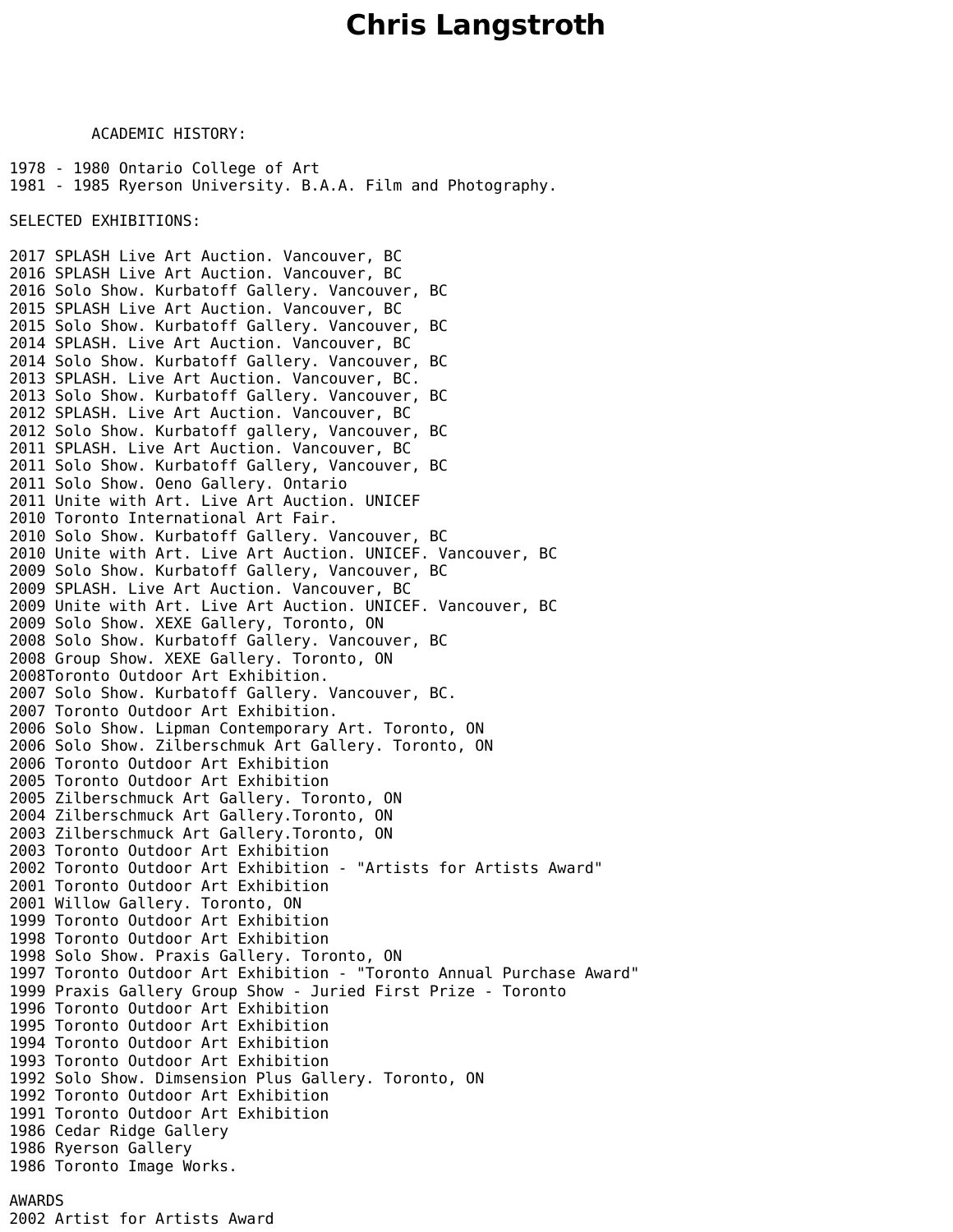# Chris Langstroth

ACADEMIC HISTORY:

1978 - 1980 Ontario College of Art
1981 - 1985 Ryerson University. B.A.A. Film and Photography.

SELECTED EXHIBITIONS:

2017 SPLASH Live Art Auction. Vancouver, BC
2016 SPLASH Live Art Auction. Vancouver, BC
2016 Solo Show. Kurbatoff Gallery. Vancouver, BC
2015 SPLASH Live Art Auction. Vancouver, BC
2015 Solo Show. Kurbatoff Gallery. Vancouver, BC
2014 SPLASH. Live Art Auction. Vancouver, BC
2014 Solo Show. Kurbatoff Gallery. Vancouver, BC
2013 SPLASH. Live Art Auction. Vancouver, BC.
2013 Solo Show. Kurbatoff Gallery. Vancouver, BC
2012 SPLASH. Live Art Auction. Vancouver, BC
2012 Solo Show. Kurbatoff gallery, Vancouver, BC
2011 SPLASH. Live Art Auction. Vancouver, BC
2011 Solo Show. Kurbatoff Gallery, Vancouver, BC
2011 Solo Show. Oeno Gallery. Ontario
2011 Unite with Art. Live Art Auction. UNICEF
2010 Toronto International Art Fair.
2010 Solo Show. Kurbatoff Gallery. Vancouver, BC
2010 Unite with Art. Live Art Auction. UNICEF. Vancouver, BC
2009 Solo Show. Kurbatoff Gallery, Vancouver, BC
2009 SPLASH. Live Art Auction. Vancouver, BC
2009 Unite with Art. Live Art Auction. UNICEF. Vancouver, BC
2009 Solo Show. XEXE Gallery, Toronto, ON
2008 Solo Show. Kurbatoff Gallery. Vancouver, BC
2008 Group Show. XEXE Gallery. Toronto, ON
2008Toronto Outdoor Art Exhibition.
2007 Solo Show. Kurbatoff Gallery. Vancouver, BC.
2007 Toronto Outdoor Art Exhibition.
2006 Solo Show. Lipman Contemporary Art. Toronto, ON
2006 Solo Show. Zilberschmuk Art Gallery. Toronto, ON
2006 Toronto Outdoor Art Exhibition
2005 Toronto Outdoor Art Exhibition
2005 Zilberschmuck Art Gallery. Toronto, ON
2004 Zilberschmuck Art Gallery.Toronto, ON
2003 Zilberschmuck Art Gallery.Toronto, ON
2003 Toronto Outdoor Art Exhibition
2002 Toronto Outdoor Art Exhibition - "Artists for Artists Award"
2001 Toronto Outdoor Art Exhibition
2001 Willow Gallery. Toronto, ON
1999 Toronto Outdoor Art Exhibition
1998 Toronto Outdoor Art Exhibition
1998 Solo Show. Praxis Gallery. Toronto, ON
1997 Toronto Outdoor Art Exhibition - "Toronto Annual Purchase Award"
1999 Praxis Gallery Group Show - Juried First Prize - Toronto
1996 Toronto Outdoor Art Exhibition
1995 Toronto Outdoor Art Exhibition
1994 Toronto Outdoor Art Exhibition
1993 Toronto Outdoor Art Exhibition
1992 Solo Show. Dimsension Plus Gallery. Toronto, ON
1992 Toronto Outdoor Art Exhibition
1991 Toronto Outdoor Art Exhibition
1986 Cedar Ridge Gallery
1986 Ryerson Gallery
1986 Toronto Image Works.

AWARDS
2002 Artist for Artists Award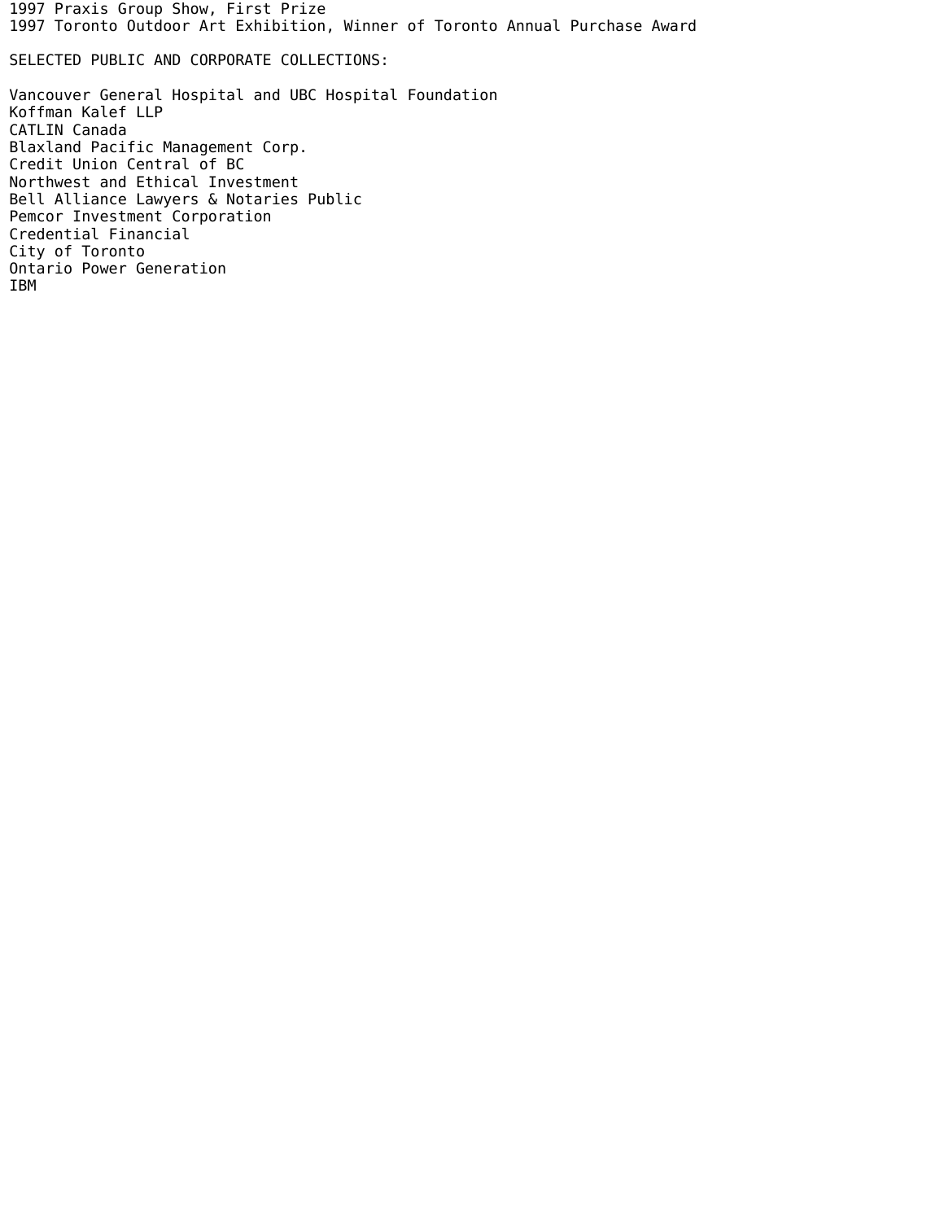1997 Praxis Group Show, First Prize
1997 Toronto Outdoor Art Exhibition, Winner of Toronto Annual Purchase Award

## SELECTED PUBLIC AND CORPORATE COLLECTIONS:

Vancouver General Hospital and UBC Hospital Foundation
Koffman Kalef LLP
CATLIN Canada
Blaxland Pacific Management Corp.
Credit Union Central of BC
Northwest and Ethical Investment
Bell Alliance Lawyers & Notaries Public
Pemcor Investment Corporation
Credential Financial
City of Toronto
Ontario Power Generation
IBM